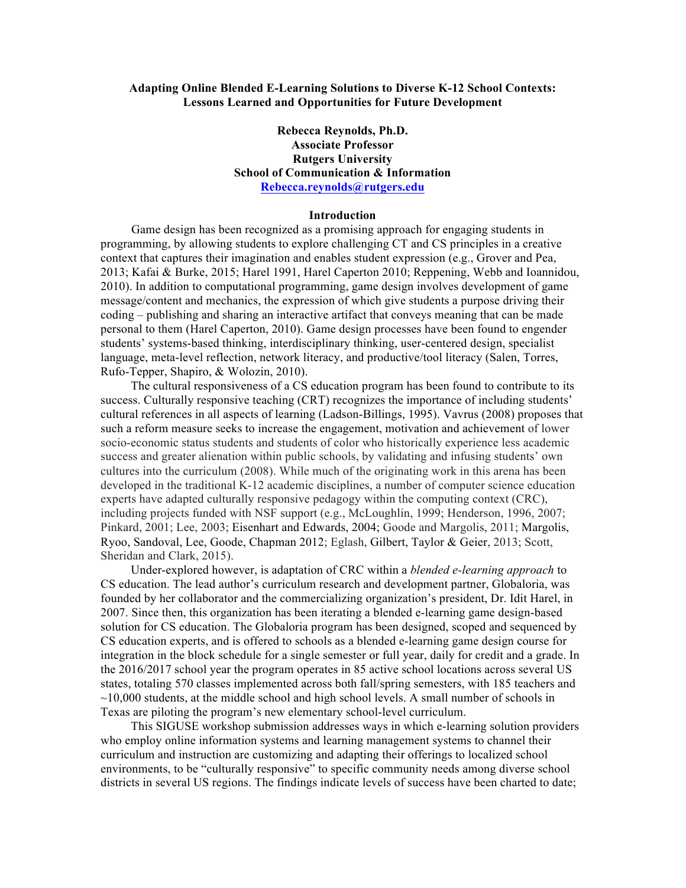# Adapting Online Blended E-Learning Solutions to Diverse K-12 School Contexts: Lessons Learned and Opportunities for Future Development

**Rebecca Reynolds, Ph.D.**
**Associate Professor**
**Rutgers University**
**School of Communication & Information**
**Rebecca.reynolds@rutgers.edu**

## Introduction

Game design has been recognized as a promising approach for engaging students in programming, by allowing students to explore challenging CT and CS principles in a creative context that captures their imagination and enables student expression (e.g., Grover and Pea, 2013; Kafai & Burke, 2015; Harel 1991, Harel Caperton 2010; Reppening, Webb and Ioannidou, 2010). In addition to computational programming, game design involves development of game message/content and mechanics, the expression of which give students a purpose driving their coding – publishing and sharing an interactive artifact that conveys meaning that can be made personal to them (Harel Caperton, 2010). Game design processes have been found to engender students' systems-based thinking, interdisciplinary thinking, user-centered design, specialist language, meta-level reflection, network literacy, and productive/tool literacy (Salen, Torres, Rufo-Tepper, Shapiro, & Wolozin, 2010).

The cultural responsiveness of a CS education program has been found to contribute to its success. Culturally responsive teaching (CRT) recognizes the importance of including students' cultural references in all aspects of learning (Ladson-Billings, 1995). Vavrus (2008) proposes that such a reform measure seeks to increase the engagement, motivation and achievement of lower socio-economic status students and students of color who historically experience less academic success and greater alienation within public schools, by validating and infusing students' own cultures into the curriculum (2008). While much of the originating work in this arena has been developed in the traditional K-12 academic disciplines, a number of computer science education experts have adapted culturally responsive pedagogy within the computing context (CRC), including projects funded with NSF support (e.g., McLoughlin, 1999; Henderson, 1996, 2007; Pinkard, 2001; Lee, 2003; Eisenhart and Edwards, 2004; Goode and Margolis, 2011; Margolis, Ryoo, Sandoval, Lee, Goode, Chapman 2012; Eglash, Gilbert, Taylor & Geier, 2013; Scott, Sheridan and Clark, 2015).

Under-explored however, is adaptation of CRC within a *blended e-learning approach* to CS education. The lead author's curriculum research and development partner, Globaloria, was founded by her collaborator and the commercializing organization's president, Dr. Idit Harel, in 2007. Since then, this organization has been iterating a blended e-learning game design-based solution for CS education. The Globaloria program has been designed, scoped and sequenced by CS education experts, and is offered to schools as a blended e-learning game design course for integration in the block schedule for a single semester or full year, daily for credit and a grade. In the 2016/2017 school year the program operates in 85 active school locations across several US states, totaling 570 classes implemented across both fall/spring semesters, with 185 teachers and ~10,000 students, at the middle school and high school levels. A small number of schools in Texas are piloting the program's new elementary school-level curriculum.

This SIGUSE workshop submission addresses ways in which e-learning solution providers who employ online information systems and learning management systems to channel their curriculum and instruction are customizing and adapting their offerings to localized school environments, to be "culturally responsive" to specific community needs among diverse school districts in several US regions. The findings indicate levels of success have been charted to date;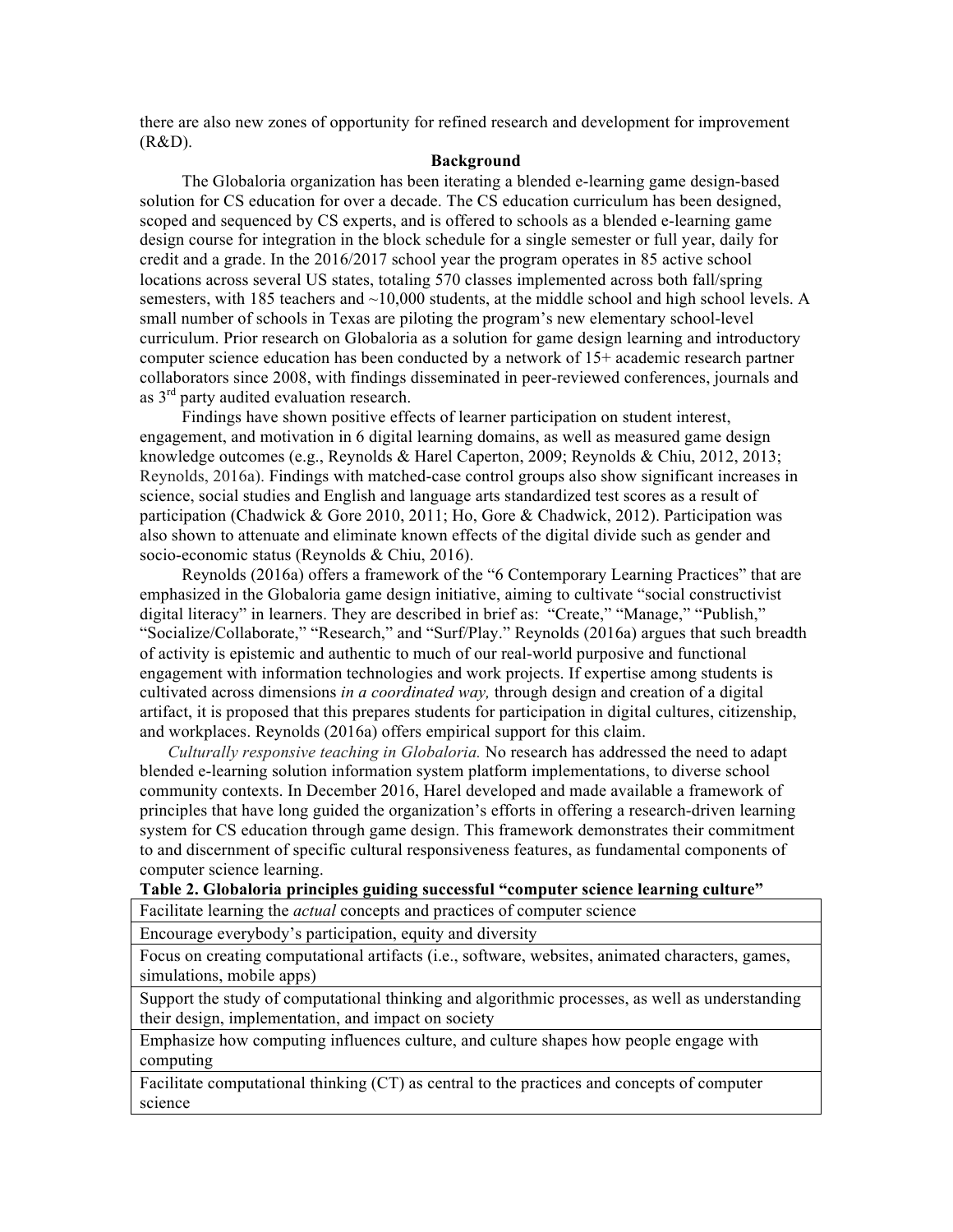there are also new zones of opportunity for refined research and development for improvement (R&D).

## Background

The Globaloria organization has been iterating a blended e-learning game design-based solution for CS education for over a decade. The CS education curriculum has been designed, scoped and sequenced by CS experts, and is offered to schools as a blended e-learning game design course for integration in the block schedule for a single semester or full year, daily for credit and a grade. In the 2016/2017 school year the program operates in 85 active school locations across several US states, totaling 570 classes implemented across both fall/spring semesters, with 185 teachers and ~10,000 students, at the middle school and high school levels. A small number of schools in Texas are piloting the program's new elementary school-level curriculum. Prior research on Globaloria as a solution for game design learning and introductory computer science education has been conducted by a network of 15+ academic research partner collaborators since 2008, with findings disseminated in peer-reviewed conferences, journals and as 3rd party audited evaluation research.

Findings have shown positive effects of learner participation on student interest, engagement, and motivation in 6 digital learning domains, as well as measured game design knowledge outcomes (e.g., Reynolds & Harel Caperton, 2009; Reynolds & Chiu, 2012, 2013; Reynolds, 2016a). Findings with matched-case control groups also show significant increases in science, social studies and English and language arts standardized test scores as a result of participation (Chadwick & Gore 2010, 2011; Ho, Gore & Chadwick, 2012). Participation was also shown to attenuate and eliminate known effects of the digital divide such as gender and socio-economic status (Reynolds & Chiu, 2016).

Reynolds (2016a) offers a framework of the "6 Contemporary Learning Practices" that are emphasized in the Globaloria game design initiative, aiming to cultivate "social constructivist digital literacy" in learners. They are described in brief as: "Create," "Manage," "Publish," "Socialize/Collaborate," "Research," and "Surf/Play." Reynolds (2016a) argues that such breadth of activity is epistemic and authentic to much of our real-world purposive and functional engagement with information technologies and work projects. If expertise among students is cultivated across dimensions *in a coordinated way,* through design and creation of a digital artifact, it is proposed that this prepares students for participation in digital cultures, citizenship, and workplaces. Reynolds (2016a) offers empirical support for this claim.

*Culturally responsive teaching in Globaloria.* No research has addressed the need to adapt blended e-learning solution information system platform implementations, to diverse school community contexts. In December 2016, Harel developed and made available a framework of principles that have long guided the organization's efforts in offering a research-driven learning system for CS education through game design. This framework demonstrates their commitment to and discernment of specific cultural responsiveness features, as fundamental components of computer science learning.

**Table 2. Globaloria principles guiding successful "computer science learning culture"**

| Globaloria principles |
|---|
| Facilitate learning the *actual* concepts and practices of computer science |
| Encourage everybody's participation, equity and diversity |
| Focus on creating computational artifacts (i.e., software, websites, animated characters, games, simulations, mobile apps) |
| Support the study of computational thinking and algorithmic processes, as well as understanding their design, implementation, and impact on society |
| Emphasize how computing influences culture, and culture shapes how people engage with computing |
| Facilitate computational thinking (CT) as central to the practices and concepts of computer science |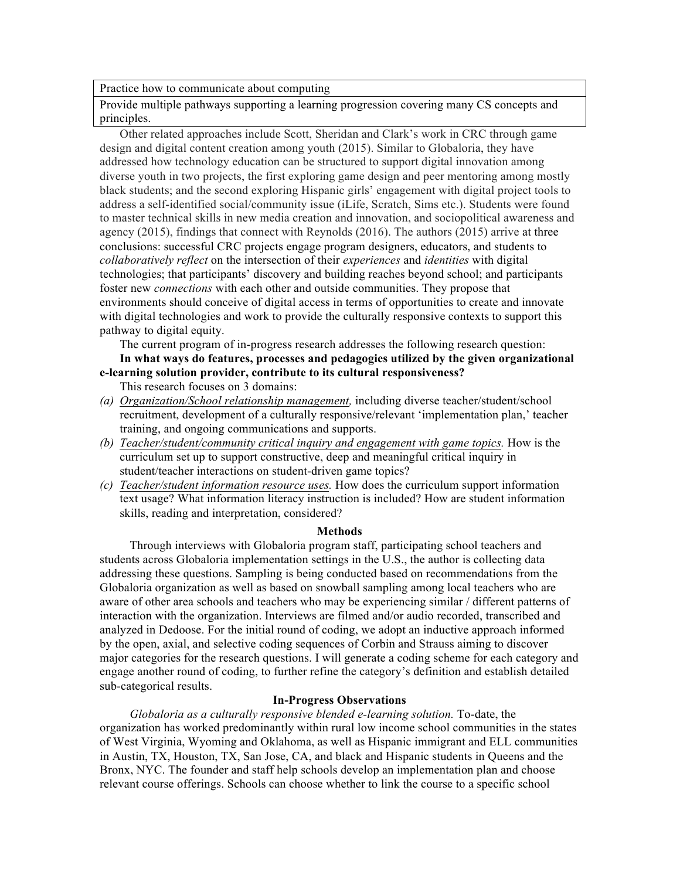| Practice how to communicate about computing |
| --- |
| Provide multiple pathways supporting a learning progression covering many CS concepts and principles. |

Other related approaches include Scott, Sheridan and Clark's work in CRC through game design and digital content creation among youth (2015). Similar to Globaloria, they have addressed how technology education can be structured to support digital innovation among diverse youth in two projects, the first exploring game design and peer mentoring among mostly black students; and the second exploring Hispanic girls' engagement with digital project tools to address a self-identified social/community issue (iLife, Scratch, Sims etc.). Students were found to master technical skills in new media creation and innovation, and sociopolitical awareness and agency (2015), findings that connect with Reynolds (2016). The authors (2015) arrive at three conclusions: successful CRC projects engage program designers, educators, and students to *collaboratively reflect* on the intersection of their *experiences* and *identities* with digital technologies; that participants' discovery and building reaches beyond school; and participants foster new *connections* with each other and outside communities. They propose that environments should conceive of digital access in terms of opportunities to create and innovate with digital technologies and work to provide the culturally responsive contexts to support this pathway to digital equity.

The current program of in-progress research addresses the following research question:

**In what ways do features, processes and pedagogies utilized by the given organizational e-learning solution provider, contribute to its cultural responsiveness?**

This research focuses on 3 domains:

*(a)* *Organization/School relationship management,* including diverse teacher/student/school recruitment, development of a culturally responsive/relevant 'implementation plan,' teacher training, and ongoing communications and supports.

*(b)* *Teacher/student/community critical inquiry and engagement with game topics.* How is the curriculum set up to support constructive, deep and meaningful critical inquiry in student/teacher interactions on student-driven game topics?

*(c)* *Teacher/student information resource uses.* How does the curriculum support information text usage? What information literacy instruction is included? How are student information skills, reading and interpretation, considered?

## Methods

Through interviews with Globaloria program staff, participating school teachers and students across Globaloria implementation settings in the U.S., the author is collecting data addressing these questions. Sampling is being conducted based on recommendations from the Globaloria organization as well as based on snowball sampling among local teachers who are aware of other area schools and teachers who may be experiencing similar / different patterns of interaction with the organization. Interviews are filmed and/or audio recorded, transcribed and analyzed in Dedoose. For the initial round of coding, we adopt an inductive approach informed by the open, axial, and selective coding sequences of Corbin and Strauss aiming to discover major categories for the research questions. I will generate a coding scheme for each category and engage another round of coding, to further refine the category's definition and establish detailed sub-categorical results.

## In-Progress Observations

*Globaloria as a culturally responsive blended e-learning solution.* To-date, the organization has worked predominantly within rural low income school communities in the states of West Virginia, Wyoming and Oklahoma, as well as Hispanic immigrant and ELL communities in Austin, TX, Houston, TX, San Jose, CA, and black and Hispanic students in Queens and the Bronx, NYC. The founder and staff help schools develop an implementation plan and choose relevant course offerings. Schools can choose whether to link the course to a specific school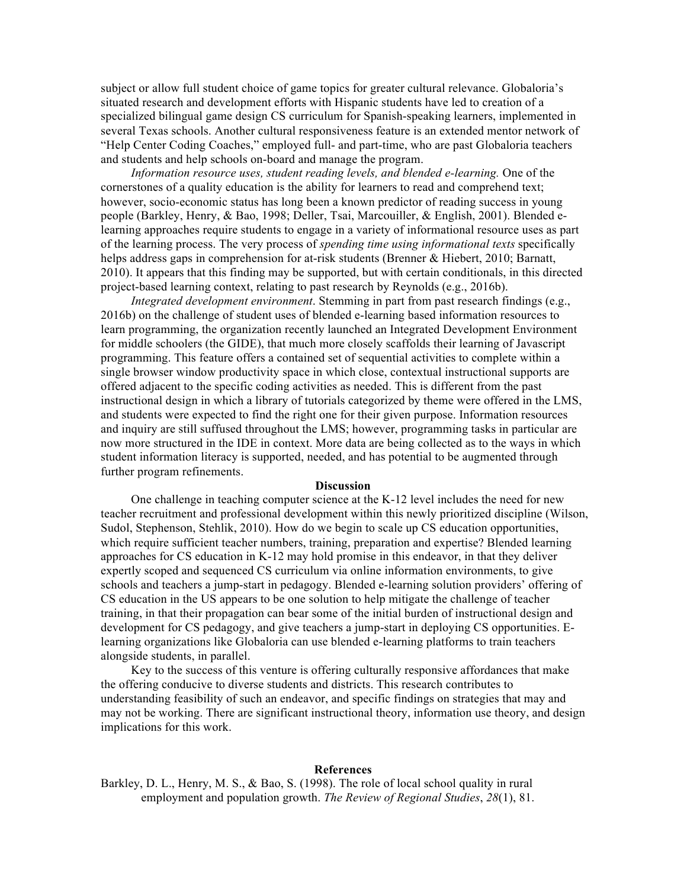subject or allow full student choice of game topics for greater cultural relevance. Globaloria's situated research and development efforts with Hispanic students have led to creation of a specialized bilingual game design CS curriculum for Spanish-speaking learners, implemented in several Texas schools. Another cultural responsiveness feature is an extended mentor network of "Help Center Coding Coaches," employed full- and part-time, who are past Globaloria teachers and students and help schools on-board and manage the program.

*Information resource uses, student reading levels, and blended e-learning.* One of the cornerstones of a quality education is the ability for learners to read and comprehend text; however, socio-economic status has long been a known predictor of reading success in young people (Barkley, Henry, & Bao, 1998; Deller, Tsai, Marcouiller, & English, 2001). Blended e-learning approaches require students to engage in a variety of informational resource uses as part of the learning process. The very process of *spending time using informational texts* specifically helps address gaps in comprehension for at-risk students (Brenner & Hiebert, 2010; Barnatt, 2010). It appears that this finding may be supported, but with certain conditionals, in this directed project-based learning context, relating to past research by Reynolds (e.g., 2016b).

*Integrated development environment*. Stemming in part from past research findings (e.g., 2016b) on the challenge of student uses of blended e-learning based information resources to learn programming, the organization recently launched an Integrated Development Environment for middle schoolers (the GIDE), that much more closely scaffolds their learning of Javascript programming. This feature offers a contained set of sequential activities to complete within a single browser window productivity space in which close, contextual instructional supports are offered adjacent to the specific coding activities as needed. This is different from the past instructional design in which a library of tutorials categorized by theme were offered in the LMS, and students were expected to find the right one for their given purpose. Information resources and inquiry are still suffused throughout the LMS; however, programming tasks in particular are now more structured in the IDE in context. More data are being collected as to the ways in which student information literacy is supported, needed, and has potential to be augmented through further program refinements.

## Discussion

One challenge in teaching computer science at the K-12 level includes the need for new teacher recruitment and professional development within this newly prioritized discipline (Wilson, Sudol, Stephenson, Stehlik, 2010). How do we begin to scale up CS education opportunities, which require sufficient teacher numbers, training, preparation and expertise? Blended learning approaches for CS education in K-12 may hold promise in this endeavor, in that they deliver expertly scoped and sequenced CS curriculum via online information environments, to give schools and teachers a jump-start in pedagogy. Blended e-learning solution providers' offering of CS education in the US appears to be one solution to help mitigate the challenge of teacher training, in that their propagation can bear some of the initial burden of instructional design and development for CS pedagogy, and give teachers a jump-start in deploying CS opportunities. E-learning organizations like Globaloria can use blended e-learning platforms to train teachers alongside students, in parallel.

Key to the success of this venture is offering culturally responsive affordances that make the offering conducive to diverse students and districts. This research contributes to understanding feasibility of such an endeavor, and specific findings on strategies that may and may not be working. There are significant instructional theory, information use theory, and design implications for this work.

## References

Barkley, D. L., Henry, M. S., & Bao, S. (1998). The role of local school quality in rural employment and population growth. *The Review of Regional Studies*, *28*(1), 81.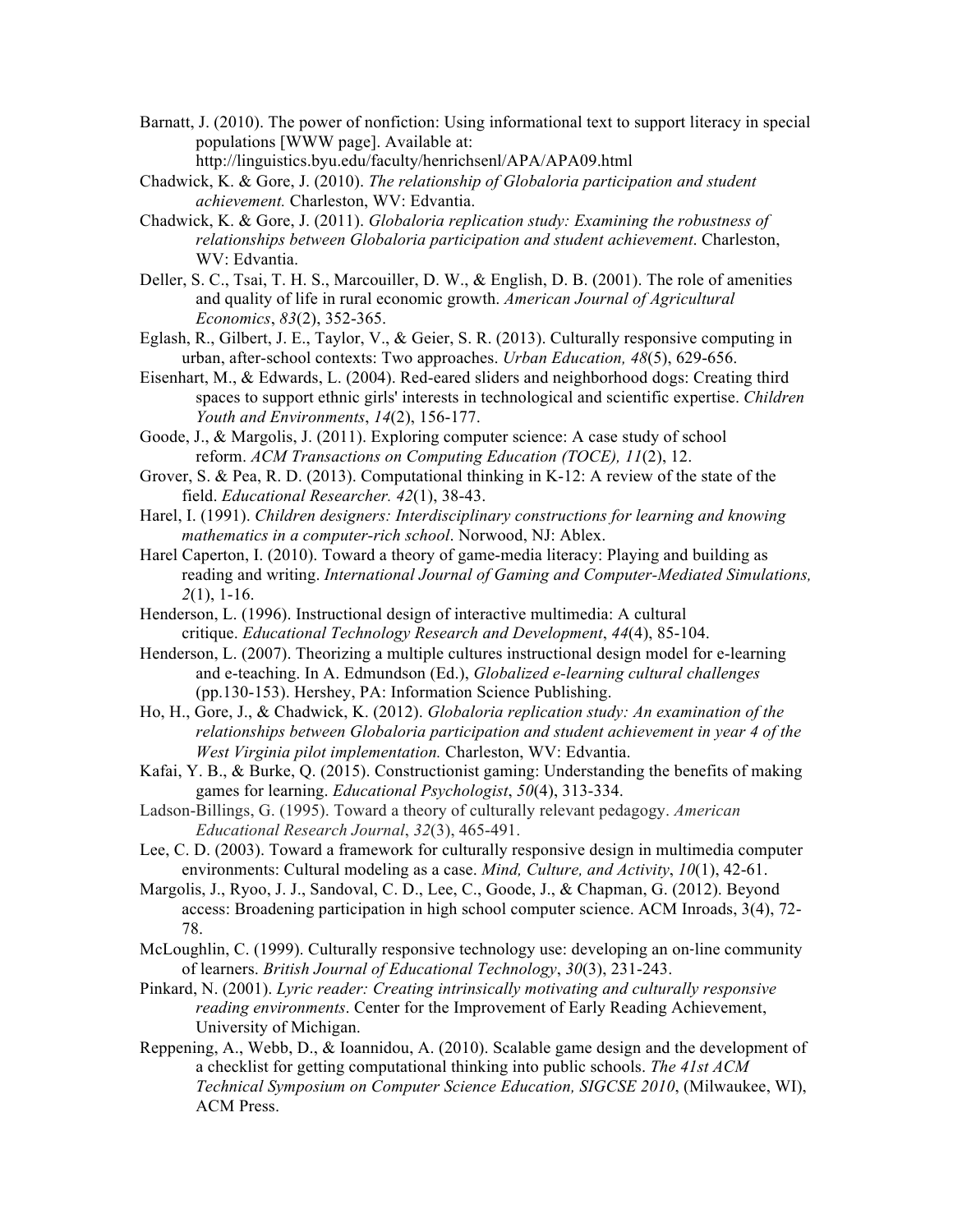Barnatt, J. (2010). The power of nonfiction: Using informational text to support literacy in special populations [WWW page]. Available at: http://linguistics.byu.edu/faculty/henrichsenl/APA/APA09.html

Chadwick, K. & Gore, J. (2010). *The relationship of Globaloria participation and student achievement.* Charleston, WV: Edvantia.

Chadwick, K. & Gore, J. (2011). *Globaloria replication study: Examining the robustness of relationships between Globaloria participation and student achievement*. Charleston, WV: Edvantia.

Deller, S. C., Tsai, T. H. S., Marcouiller, D. W., & English, D. B. (2001). The role of amenities and quality of life in rural economic growth. *American Journal of Agricultural Economics*, *83*(2), 352-365.

Eglash, R., Gilbert, J. E., Taylor, V., & Geier, S. R. (2013). Culturally responsive computing in urban, after-school contexts: Two approaches. *Urban Education, 48*(5), 629-656.

Eisenhart, M., & Edwards, L. (2004). Red-eared sliders and neighborhood dogs: Creating third spaces to support ethnic girls' interests in technological and scientific expertise. *Children Youth and Environments*, *14*(2), 156-177.

Goode, J., & Margolis, J. (2011). Exploring computer science: A case study of school reform. *ACM Transactions on Computing Education (TOCE), 11*(2), 12.

Grover, S. & Pea, R. D. (2013). Computational thinking in K-12: A review of the state of the field. *Educational Researcher. 42*(1), 38-43.

Harel, I. (1991). *Children designers: Interdisciplinary constructions for learning and knowing mathematics in a computer-rich school*. Norwood, NJ: Ablex.

Harel Caperton, I. (2010). Toward a theory of game-media literacy: Playing and building as reading and writing. *International Journal of Gaming and Computer-Mediated Simulations, 2*(1), 1-16.

Henderson, L. (1996). Instructional design of interactive multimedia: A cultural critique. *Educational Technology Research and Development*, *44*(4), 85-104.

Henderson, L. (2007). Theorizing a multiple cultures instructional design model for e-learning and e-teaching. In A. Edmundson (Ed.), *Globalized e-learning cultural challenges* (pp.130-153). Hershey, PA: Information Science Publishing.

Ho, H., Gore, J., & Chadwick, K. (2012). *Globaloria replication study: An examination of the relationships between Globaloria participation and student achievement in year 4 of the West Virginia pilot implementation.* Charleston, WV: Edvantia.

Kafai, Y. B., & Burke, Q. (2015). Constructionist gaming: Understanding the benefits of making games for learning. *Educational Psychologist*, *50*(4), 313-334.

Ladson-Billings, G. (1995). Toward a theory of culturally relevant pedagogy. *American Educational Research Journal*, *32*(3), 465-491.

Lee, C. D. (2003). Toward a framework for culturally responsive design in multimedia computer environments: Cultural modeling as a case. *Mind, Culture, and Activity*, *10*(1), 42-61.

Margolis, J., Ryoo, J. J., Sandoval, C. D., Lee, C., Goode, J., & Chapman, G. (2012). Beyond access: Broadening participation in high school computer science. ACM Inroads, 3(4), 72-78.

McLoughlin, C. (1999). Culturally responsive technology use: developing an on‐line community of learners. *British Journal of Educational Technology*, *30*(3), 231-243.

Pinkard, N. (2001). *Lyric reader: Creating intrinsically motivating and culturally responsive reading environments*. Center for the Improvement of Early Reading Achievement, University of Michigan.

Reppening, A., Webb, D., & Ioannidou, A. (2010). Scalable game design and the development of a checklist for getting computational thinking into public schools. *The 41st ACM Technical Symposium on Computer Science Education, SIGCSE 2010*, (Milwaukee, WI), ACM Press.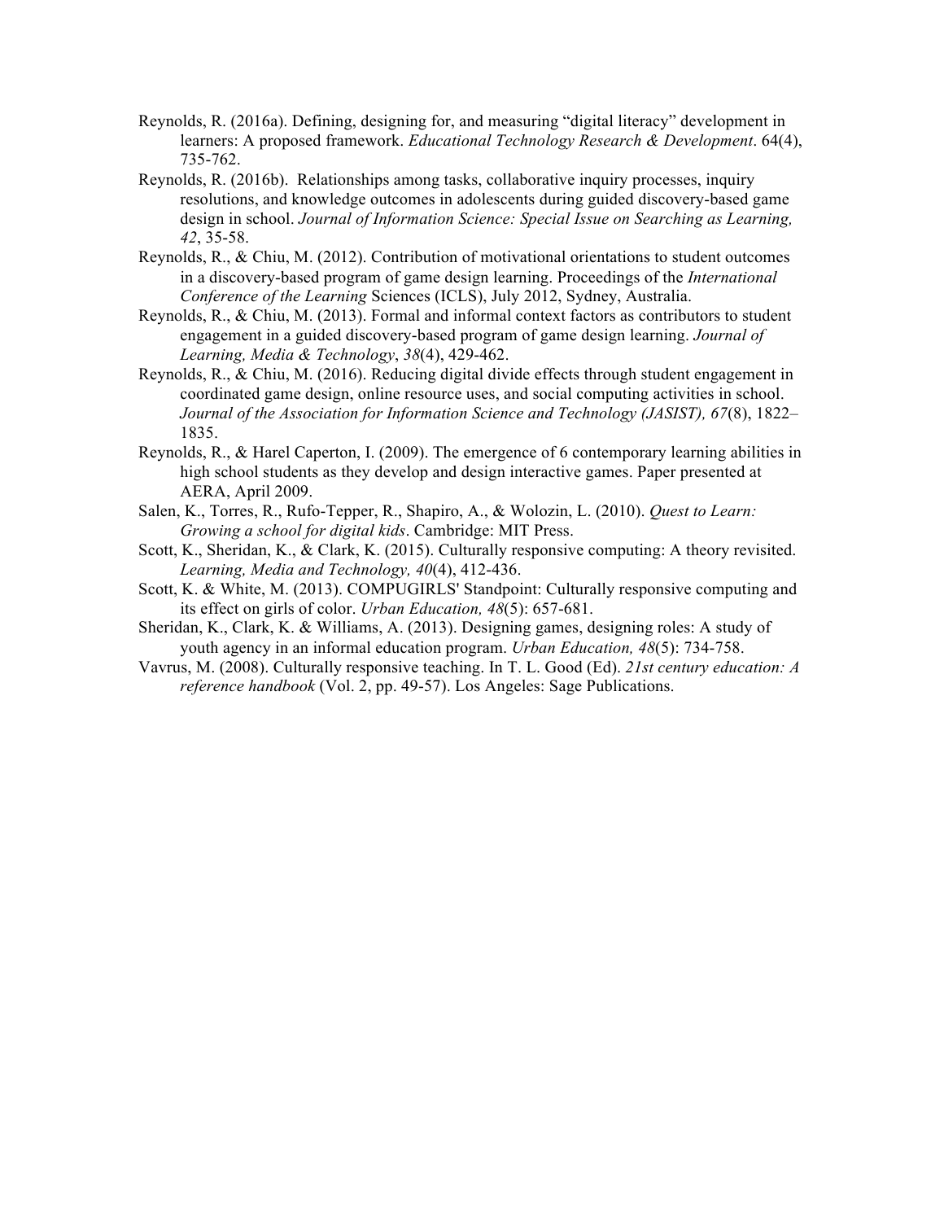Reynolds, R. (2016a). Defining, designing for, and measuring "digital literacy" development in learners: A proposed framework. *Educational Technology Research & Development*. 64(4), 735-762.

Reynolds, R. (2016b). Relationships among tasks, collaborative inquiry processes, inquiry resolutions, and knowledge outcomes in adolescents during guided discovery-based game design in school. *Journal of Information Science: Special Issue on Searching as Learning, 42*, 35-58.

Reynolds, R., & Chiu, M. (2012). Contribution of motivational orientations to student outcomes in a discovery-based program of game design learning. Proceedings of the *International Conference of the Learning* Sciences (ICLS), July 2012, Sydney, Australia.

Reynolds, R., & Chiu, M. (2013). Formal and informal context factors as contributors to student engagement in a guided discovery-based program of game design learning. *Journal of Learning, Media & Technology*, *38*(4), 429-462.

Reynolds, R., & Chiu, M. (2016). Reducing digital divide effects through student engagement in coordinated game design, online resource uses, and social computing activities in school. *Journal of the Association for Information Science and Technology (JASIST), 67*(8), 1822–1835.

Reynolds, R., & Harel Caperton, I. (2009). The emergence of 6 contemporary learning abilities in high school students as they develop and design interactive games. Paper presented at AERA, April 2009.

Salen, K., Torres, R., Rufo-Tepper, R., Shapiro, A., & Wolozin, L. (2010). *Quest to Learn: Growing a school for digital kids*. Cambridge: MIT Press.

Scott, K., Sheridan, K., & Clark, K. (2015). Culturally responsive computing: A theory revisited. *Learning, Media and Technology, 40*(4), 412-436.

Scott, K. & White, M. (2013). COMPUGIRLS' Standpoint: Culturally responsive computing and its effect on girls of color. *Urban Education, 48*(5): 657-681.

Sheridan, K., Clark, K. & Williams, A. (2013). Designing games, designing roles: A study of youth agency in an informal education program. *Urban Education, 48*(5): 734-758.

Vavrus, M. (2008). Culturally responsive teaching. In T. L. Good (Ed). *21st century education: A reference handbook* (Vol. 2, pp. 49-57). Los Angeles: Sage Publications.